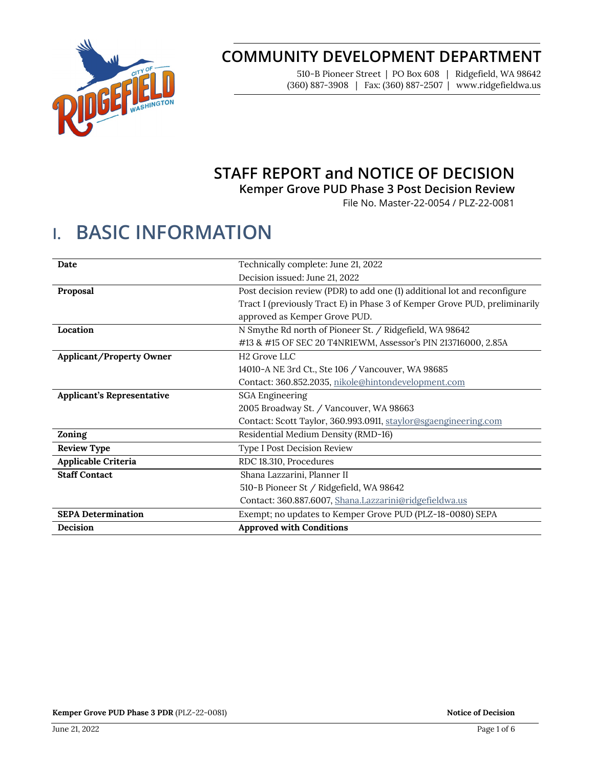# COMMUNITY DEVELOPMENT DEPARTMENT

510-B Pioneer Street | PO Box 608 | Ridgefield, WA 98642
(360) 887-3908 | Fax: (360) 887-2507 | www.ridgefieldwa.us

## STAFF REPORT and NOTICE OF DECISION

### Kemper Grove PUD Phase 3 Post Decision Review

File No. Master-22-0054 / PLZ-22-0081

# I. BASIC INFORMATION

| | |
|---|---|
| **Date** | Technically complete: June 21, 2022<br>Decision issued: June 21, 2022 |
| **Proposal** | Post decision review (PDR) to add one (1) additional lot and reconfigure Tract I (previously Tract E) in Phase 3 of Kemper Grove PUD, preliminarily approved as Kemper Grove PUD. |
| **Location** | N Smythe Rd north of Pioneer St. / Ridgefield, WA 98642<br>#13 & #15 OF SEC 20 T4NR1EWM, Assessor's PIN 213716000, 2.85A |
| **Applicant/Property Owner** | H2 Grove LLC<br>14010-A NE 3rd Ct., Ste 106 / Vancouver, WA 98685<br>Contact: 360.852.2035, nikole@hintondevelopment.com |
| **Applicant's Representative** | SGA Engineering<br>2005 Broadway St. / Vancouver, WA 98663<br>Contact: Scott Taylor, 360.993.0911, staylor@sgaengineering.com |
| **Zoning** | Residential Medium Density (RMD-16) |
| **Review Type** | Type I Post Decision Review |
| **Applicable Criteria** | RDC 18.310, Procedures |
| **Staff Contact** | Shana Lazzarini, Planner II<br>510-B Pioneer St / Ridgefield, WA 98642<br>Contact: 360.887.6007, Shana.Lazzarini@ridgefieldwa.us |
| **SEPA Determination** | Exempt; no updates to Kemper Grove PUD (PLZ-18-0080) SEPA |
| **Decision** | **Approved with Conditions** |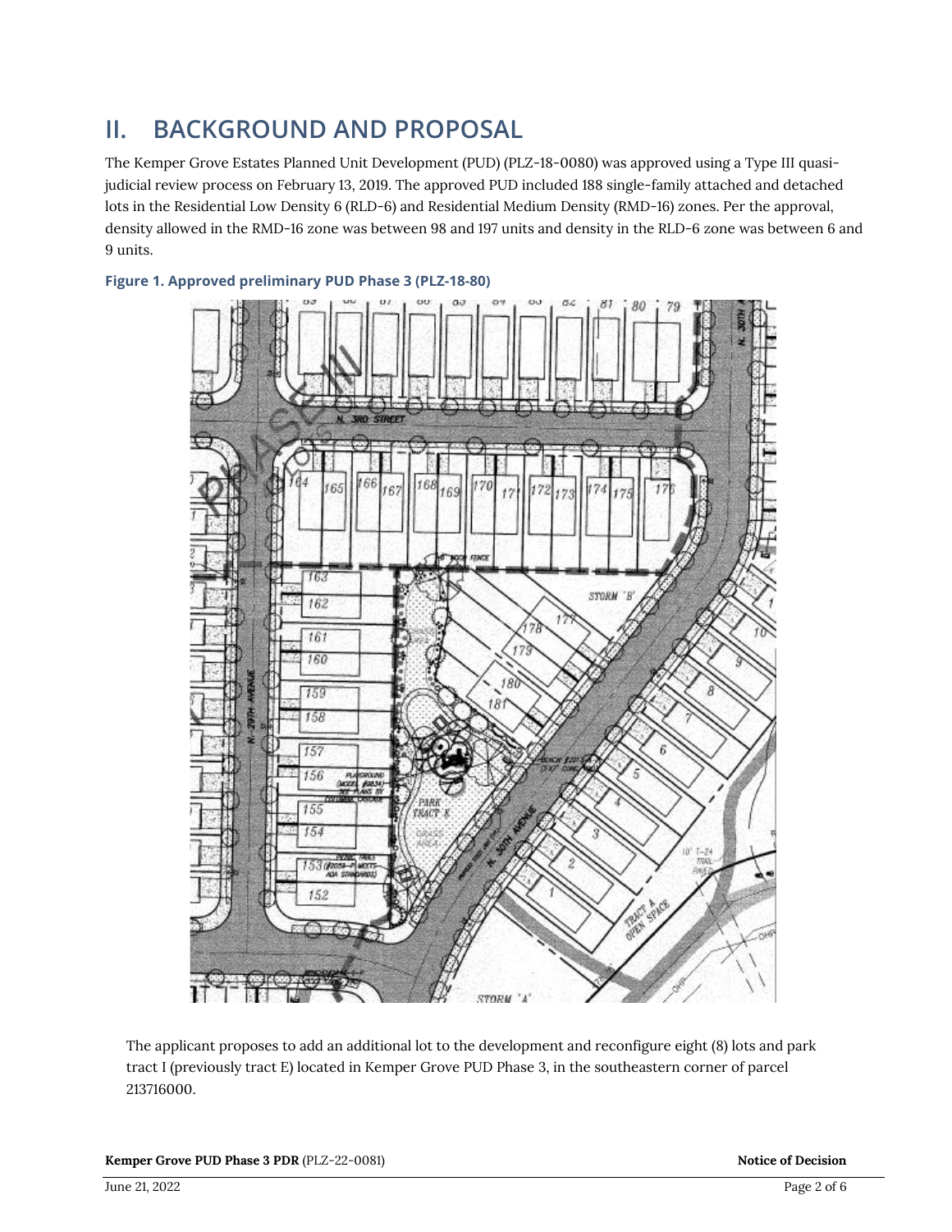## II. BACKGROUND AND PROPOSAL

The Kemper Grove Estates Planned Unit Development (PUD) (PLZ-18-0080) was approved using a Type III quasi-judicial review process on February 13, 2019. The approved PUD included 188 single-family attached and detached lots in the Residential Low Density 6 (RLD-6) and Residential Medium Density (RMD-16) zones. Per the approval, density allowed in the RMD-16 zone was between 98 and 197 units and density in the RLD-6 zone was between 6 and 9 units.

**Figure 1. Approved preliminary PUD Phase 3 (PLZ-18-80)**

The applicant proposes to add an additional lot to the development and reconfigure eight (8) lots and park tract I (previously tract E) located in Kemper Grove PUD Phase 3, in the southeastern corner of parcel 213716000.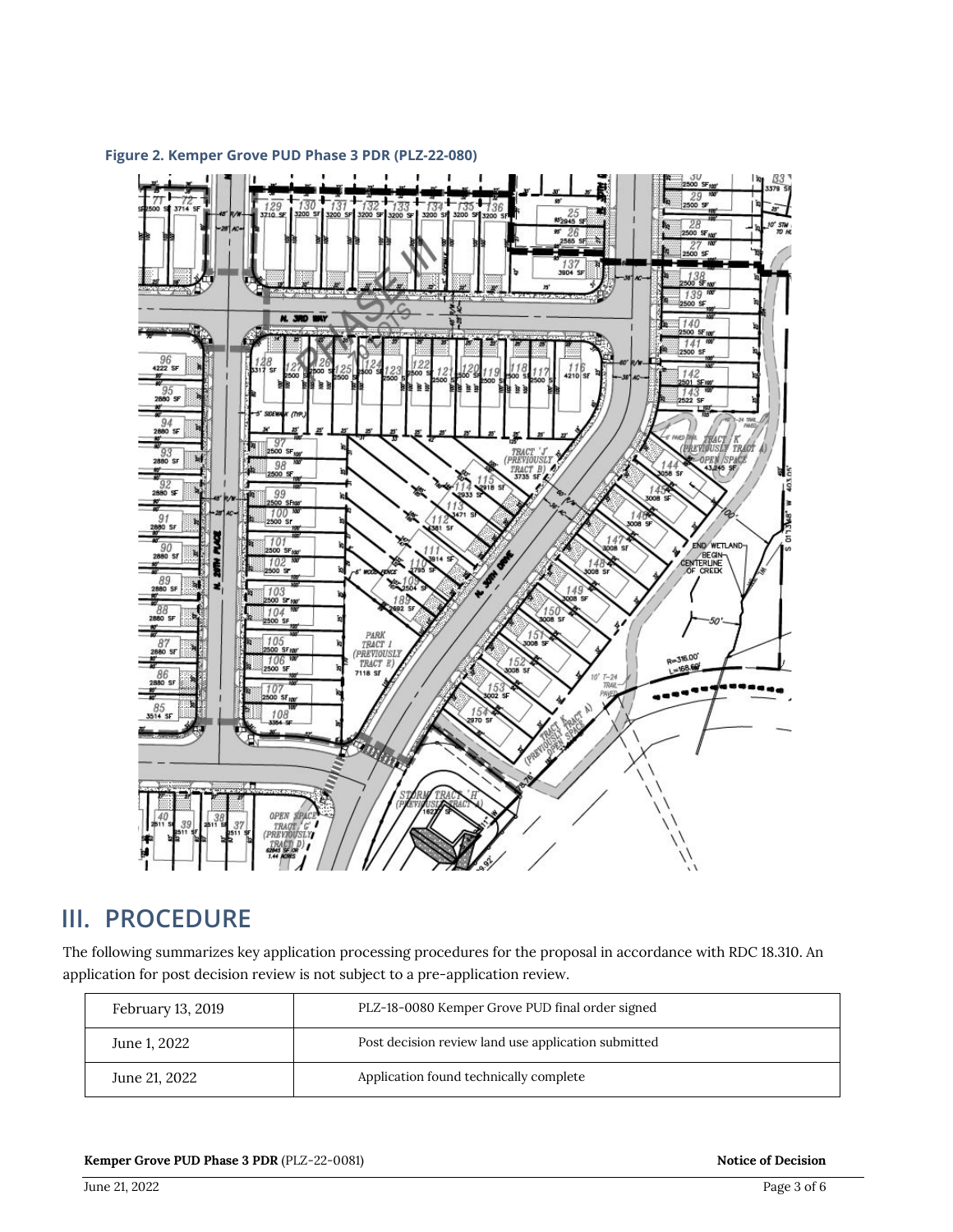**Figure 2. Kemper Grove PUD Phase 3 PDR (PLZ-22-080)**

## III. PROCEDURE

The following summarizes key application processing procedures for the proposal in accordance with RDC 18.310. An application for post decision review is not subject to a pre-application review.

| | |
|---|---|
| February 13, 2019 | PLZ-18-0080 Kemper Grove PUD final order signed |
| June 1, 2022 | Post decision review land use application submitted |
| June 21, 2022 | Application found technically complete |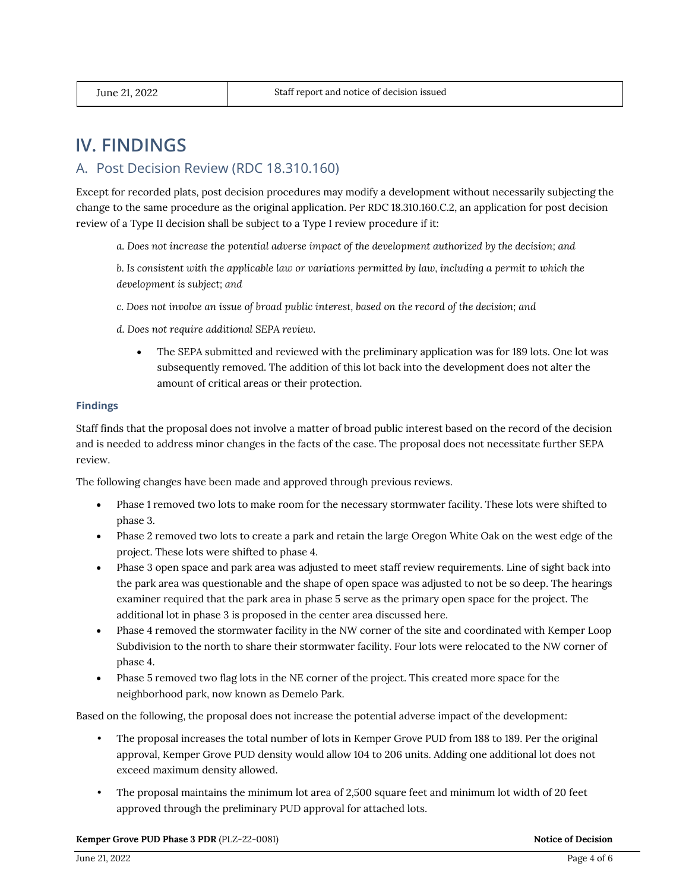| June 21, 2022 | Staff report and notice of decision issued |
| --- | --- |

# IV. FINDINGS

## A. Post Decision Review (RDC 18.310.160)

Except for recorded plats, post decision procedures may modify a development without necessarily subjecting the change to the same procedure as the original application. Per RDC 18.310.160.C.2, an application for post decision review of a Type II decision shall be subject to a Type I review procedure if it:

*a. Does not increase the potential adverse impact of the development authorized by the decision; and*

*b. Is consistent with the applicable law or variations permitted by law, including a permit to which the development is subject; and*

*c. Does not involve an issue of broad public interest, based on the record of the decision; and*

*d. Does not require additional SEPA review.*

- The SEPA submitted and reviewed with the preliminary application was for 189 lots. One lot was subsequently removed. The addition of this lot back into the development does not alter the amount of critical areas or their protection.

### Findings

Staff finds that the proposal does not involve a matter of broad public interest based on the record of the decision and is needed to address minor changes in the facts of the case. The proposal does not necessitate further SEPA review.

The following changes have been made and approved through previous reviews.

- Phase 1 removed two lots to make room for the necessary stormwater facility. These lots were shifted to phase 3.
- Phase 2 removed two lots to create a park and retain the large Oregon White Oak on the west edge of the project. These lots were shifted to phase 4.
- Phase 3 open space and park area was adjusted to meet staff review requirements. Line of sight back into the park area was questionable and the shape of open space was adjusted to not be so deep. The hearings examiner required that the park area in phase 5 serve as the primary open space for the project. The additional lot in phase 3 is proposed in the center area discussed here.
- Phase 4 removed the stormwater facility in the NW corner of the site and coordinated with Kemper Loop Subdivision to the north to share their stormwater facility. Four lots were relocated to the NW corner of phase 4.
- Phase 5 removed two flag lots in the NE corner of the project. This created more space for the neighborhood park, now known as Demelo Park.

Based on the following, the proposal does not increase the potential adverse impact of the development:

- The proposal increases the total number of lots in Kemper Grove PUD from 188 to 189. Per the original approval, Kemper Grove PUD density would allow 104 to 206 units. Adding one additional lot does not exceed maximum density allowed.
- The proposal maintains the minimum lot area of 2,500 square feet and minimum lot width of 20 feet approved through the preliminary PUD approval for attached lots.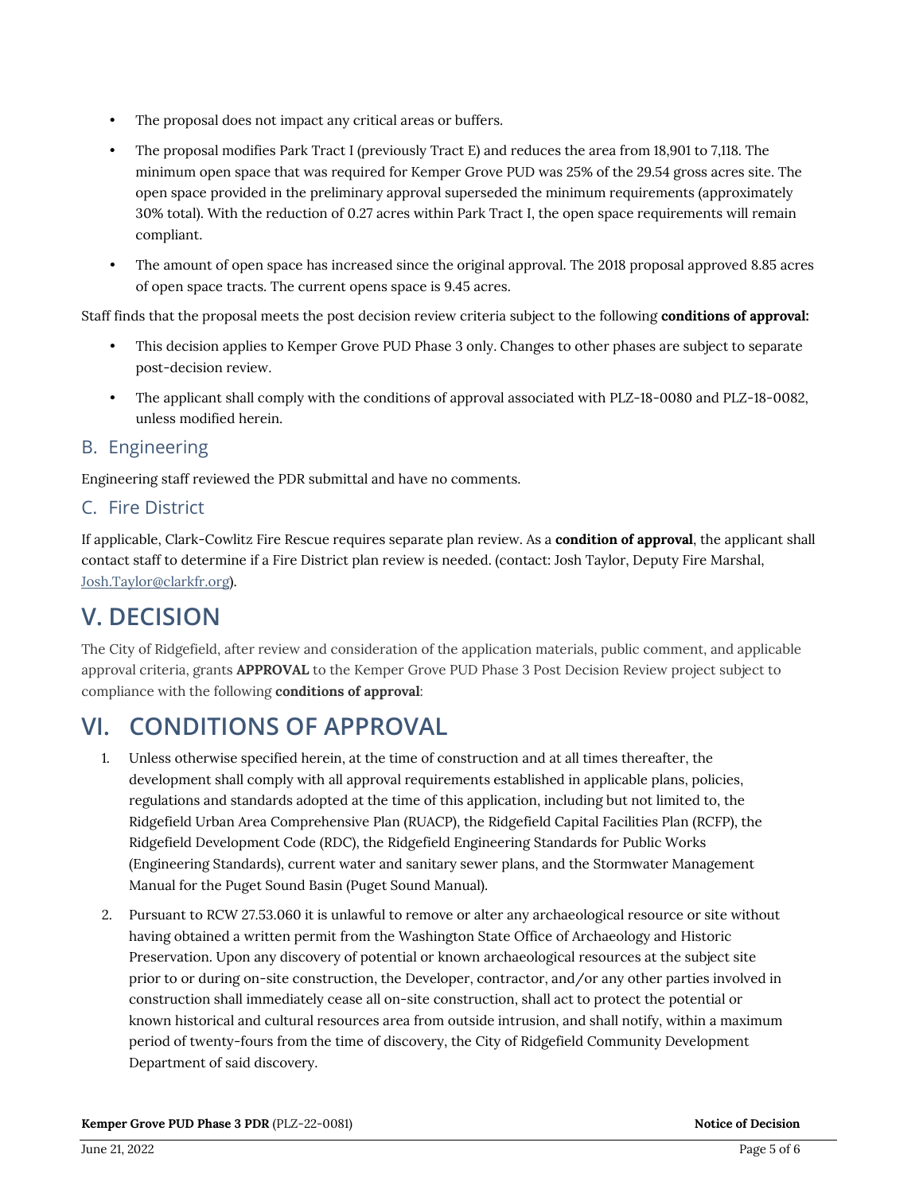- The proposal does not impact any critical areas or buffers.
- The proposal modifies Park Tract I (previously Tract E) and reduces the area from 18,901 to 7,118. The minimum open space that was required for Kemper Grove PUD was 25% of the 29.54 gross acres site. The open space provided in the preliminary approval superseded the minimum requirements (approximately 30% total). With the reduction of 0.27 acres within Park Tract I, the open space requirements will remain compliant.
- The amount of open space has increased since the original approval. The 2018 proposal approved 8.85 acres of open space tracts. The current opens space is 9.45 acres.

Staff finds that the proposal meets the post decision review criteria subject to the following **conditions of approval:**

- This decision applies to Kemper Grove PUD Phase 3 only. Changes to other phases are subject to separate post-decision review.
- The applicant shall comply with the conditions of approval associated with PLZ-18-0080 and PLZ-18-0082, unless modified herein.

## B. Engineering

Engineering staff reviewed the PDR submittal and have no comments.

## C. Fire District

If applicable, Clark-Cowlitz Fire Rescue requires separate plan review. As a **condition of approval**, the applicant shall contact staff to determine if a Fire District plan review is needed. (contact: Josh Taylor, Deputy Fire Marshal, Josh.Taylor@clarkfr.org).

# V. DECISION

The City of Ridgefield, after review and consideration of the application materials, public comment, and applicable approval criteria, grants **APPROVAL** to the Kemper Grove PUD Phase 3 Post Decision Review project subject to compliance with the following **conditions of approval**:

# VI. CONDITIONS OF APPROVAL

1. Unless otherwise specified herein, at the time of construction and at all times thereafter, the development shall comply with all approval requirements established in applicable plans, policies, regulations and standards adopted at the time of this application, including but not limited to, the Ridgefield Urban Area Comprehensive Plan (RUACP), the Ridgefield Capital Facilities Plan (RCFP), the Ridgefield Development Code (RDC), the Ridgefield Engineering Standards for Public Works (Engineering Standards), current water and sanitary sewer plans, and the Stormwater Management Manual for the Puget Sound Basin (Puget Sound Manual).
2. Pursuant to RCW 27.53.060 it is unlawful to remove or alter any archaeological resource or site without having obtained a written permit from the Washington State Office of Archaeology and Historic Preservation. Upon any discovery of potential or known archaeological resources at the subject site prior to or during on-site construction, the Developer, contractor, and/or any other parties involved in construction shall immediately cease all on-site construction, shall act to protect the potential or known historical and cultural resources area from outside intrusion, and shall notify, within a maximum period of twenty-fours from the time of discovery, the City of Ridgefield Community Development Department of said discovery.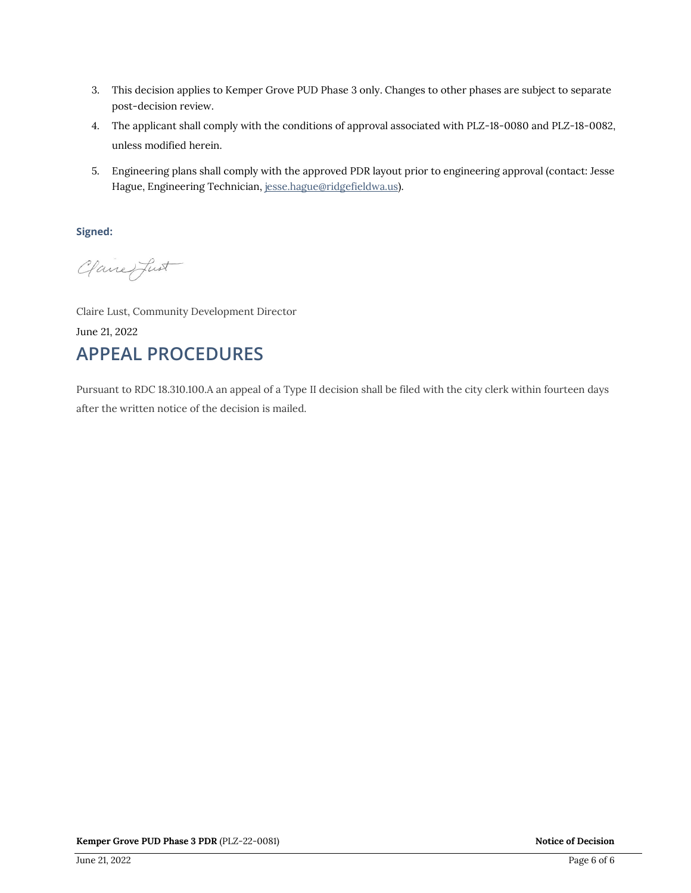3. This decision applies to Kemper Grove PUD Phase 3 only. Changes to other phases are subject to separate post-decision review.
4. The applicant shall comply with the conditions of approval associated with PLZ-18-0080 and PLZ-18-0082, unless modified herein.
5. Engineering plans shall comply with the approved PDR layout prior to engineering approval (contact: Jesse Hague, Engineering Technician, jesse.hague@ridgefieldwa.us).

**Signed:**

Claire Lust

Claire Lust, Community Development Director

June 21, 2022

## APPEAL PROCEDURES

Pursuant to RDC 18.310.100.A an appeal of a Type II decision shall be filed with the city clerk within fourteen days after the written notice of the decision is mailed.